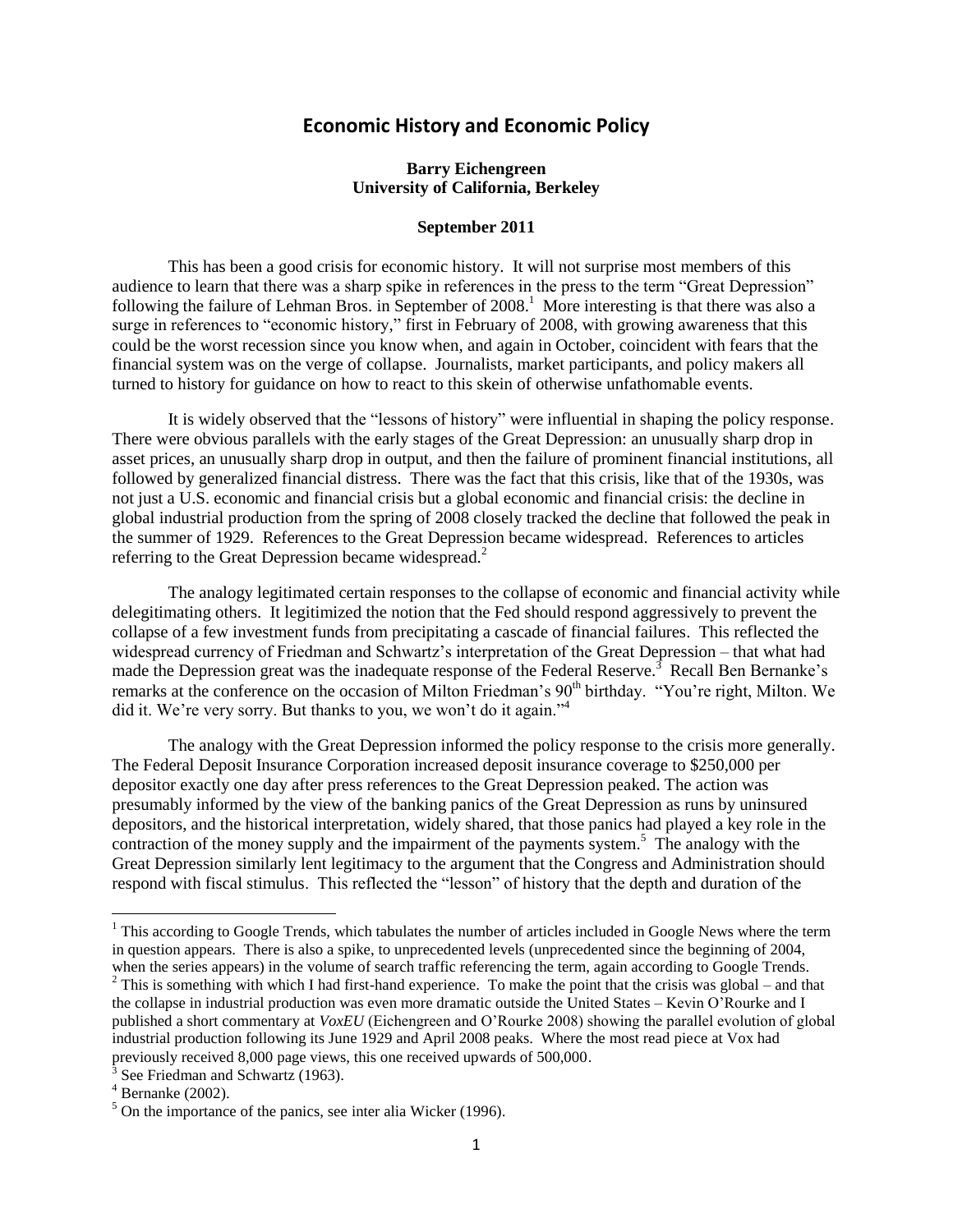# Economic History and Economic Policy

**Barry Eichengreen**
**University of California, Berkeley**

**September 2011**

This has been a good crisis for economic history. It will not surprise most members of this audience to learn that there was a sharp spike in references in the press to the term "Great Depression" following the failure of Lehman Bros. in September of 2008.[1] More interesting is that there was also a surge in references to "economic history," first in February of 2008, with growing awareness that this could be the worst recession since you know when, and again in October, coincident with fears that the financial system was on the verge of collapse. Journalists, market participants, and policy makers all turned to history for guidance on how to react to this skein of otherwise unfathomable events.

It is widely observed that the "lessons of history" were influential in shaping the policy response. There were obvious parallels with the early stages of the Great Depression: an unusually sharp drop in asset prices, an unusually sharp drop in output, and then the failure of prominent financial institutions, all followed by generalized financial distress. There was the fact that this crisis, like that of the 1930s, was not just a U.S. economic and financial crisis but a global economic and financial crisis: the decline in global industrial production from the spring of 2008 closely tracked the decline that followed the peak in the summer of 1929. References to the Great Depression became widespread. References to articles referring to the Great Depression became widespread.[2]

The analogy legitimated certain responses to the collapse of economic and financial activity while delegitimating others. It legitimized the notion that the Fed should respond aggressively to prevent the collapse of a few investment funds from precipitating a cascade of financial failures. This reflected the widespread currency of Friedman and Schwartz's interpretation of the Great Depression – that what had made the Depression great was the inadequate response of the Federal Reserve.[3] Recall Ben Bernanke's remarks at the conference on the occasion of Milton Friedman's 90th birthday. "You're right, Milton. We did it. We're very sorry. But thanks to you, we won't do it again."[4]

The analogy with the Great Depression informed the policy response to the crisis more generally. The Federal Deposit Insurance Corporation increased deposit insurance coverage to $250,000 per depositor exactly one day after press references to the Great Depression peaked. The action was presumably informed by the view of the banking panics of the Great Depression as runs by uninsured depositors, and the historical interpretation, widely shared, that those panics had played a key role in the contraction of the money supply and the impairment of the payments system.[5] The analogy with the Great Depression similarly lent legitimacy to the argument that the Congress and Administration should respond with fiscal stimulus. This reflected the "lesson" of history that the depth and duration of the

---

[1] This according to Google Trends, which tabulates the number of articles included in Google News where the term in question appears. There is also a spike, to unprecedented levels (unprecedented since the beginning of 2004, when the series appears) in the volume of search traffic referencing the term, again according to Google Trends.

[2] This is something with which I had first-hand experience. To make the point that the crisis was global – and that the collapse in industrial production was even more dramatic outside the United States – Kevin O'Rourke and I published a short commentary at *VoxEU* (Eichengreen and O'Rourke 2008) showing the parallel evolution of global industrial production following its June 1929 and April 2008 peaks. Where the most read piece at Vox had previously received 8,000 page views, this one received upwards of 500,000.

[3] See Friedman and Schwartz (1963).

[4] Bernanke (2002).

[5] On the importance of the panics, see inter alia Wicker (1996).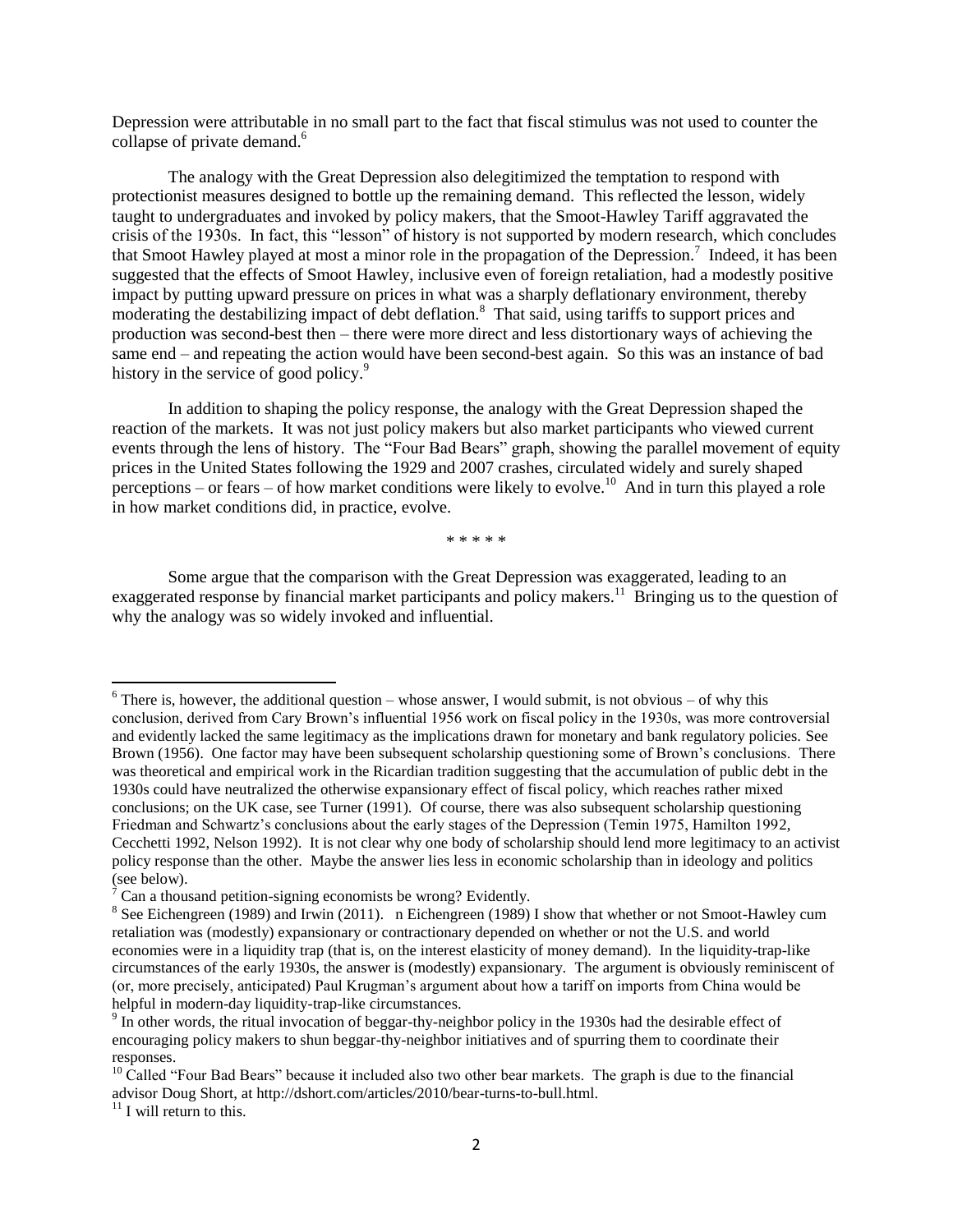Depression were attributable in no small part to the fact that fiscal stimulus was not used to counter the collapse of private demand.[6]

The analogy with the Great Depression also delegitimized the temptation to respond with protectionist measures designed to bottle up the remaining demand. This reflected the lesson, widely taught to undergraduates and invoked by policy makers, that the Smoot-Hawley Tariff aggravated the crisis of the 1930s. In fact, this "lesson" of history is not supported by modern research, which concludes that Smoot Hawley played at most a minor role in the propagation of the Depression.[7] Indeed, it has been suggested that the effects of Smoot Hawley, inclusive even of foreign retaliation, had a modestly positive impact by putting upward pressure on prices in what was a sharply deflationary environment, thereby moderating the destabilizing impact of debt deflation.[8] That said, using tariffs to support prices and production was second-best then – there were more direct and less distortionary ways of achieving the same end – and repeating the action would have been second-best again. So this was an instance of bad history in the service of good policy.[9]

In addition to shaping the policy response, the analogy with the Great Depression shaped the reaction of the markets. It was not just policy makers but also market participants who viewed current events through the lens of history. The "Four Bad Bears" graph, showing the parallel movement of equity prices in the United States following the 1929 and 2007 crashes, circulated widely and surely shaped perceptions – or fears – of how market conditions were likely to evolve.[10] And in turn this played a role in how market conditions did, in practice, evolve.

\* \* \* \* \*

Some argue that the comparison with the Great Depression was exaggerated, leading to an exaggerated response by financial market participants and policy makers.[11] Bringing us to the question of why the analogy was so widely invoked and influential.

---

[6] There is, however, the additional question – whose answer, I would submit, is not obvious – of why this conclusion, derived from Cary Brown's influential 1956 work on fiscal policy in the 1930s, was more controversial and evidently lacked the same legitimacy as the implications drawn for monetary and bank regulatory policies. See Brown (1956). One factor may have been subsequent scholarship questioning some of Brown's conclusions. There was theoretical and empirical work in the Ricardian tradition suggesting that the accumulation of public debt in the 1930s could have neutralized the otherwise expansionary effect of fiscal policy, which reaches rather mixed conclusions; on the UK case, see Turner (1991). Of course, there was also subsequent scholarship questioning Friedman and Schwartz's conclusions about the early stages of the Depression (Temin 1975, Hamilton 1992, Cecchetti 1992, Nelson 1992). It is not clear why one body of scholarship should lend more legitimacy to an activist policy response than the other. Maybe the answer lies less in economic scholarship than in ideology and politics (see below).

[7] Can a thousand petition-signing economists be wrong? Evidently.

[8] See Eichengreen (1989) and Irwin (2011). n Eichengreen (1989) I show that whether or not Smoot-Hawley cum retaliation was (modestly) expansionary or contractionary depended on whether or not the U.S. and world economies were in a liquidity trap (that is, on the interest elasticity of money demand). In the liquidity-trap-like circumstances of the early 1930s, the answer is (modestly) expansionary. The argument is obviously reminiscent of (or, more precisely, anticipated) Paul Krugman's argument about how a tariff on imports from China would be helpful in modern-day liquidity-trap-like circumstances.

[9] In other words, the ritual invocation of beggar-thy-neighbor policy in the 1930s had the desirable effect of encouraging policy makers to shun beggar-thy-neighbor initiatives and of spurring them to coordinate their responses.

[10] Called "Four Bad Bears" because it included also two other bear markets. The graph is due to the financial advisor Doug Short, at http://dshort.com/articles/2010/bear-turns-to-bull.html.

[11] I will return to this.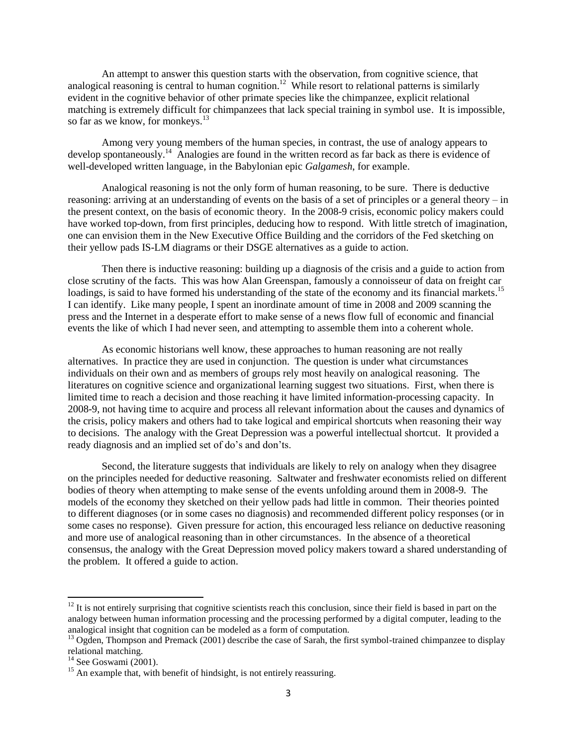An attempt to answer this question starts with the observation, from cognitive science, that analogical reasoning is central to human cognition.[12] While resort to relational patterns is similarly evident in the cognitive behavior of other primate species like the chimpanzee, explicit relational matching is extremely difficult for chimpanzees that lack special training in symbol use. It is impossible, so far as we know, for monkeys.[13]

Among very young members of the human species, in contrast, the use of analogy appears to develop spontaneously.[14] Analogies are found in the written record as far back as there is evidence of well-developed written language, in the Babylonian epic *Galgamesh*, for example.

Analogical reasoning is not the only form of human reasoning, to be sure. There is deductive reasoning: arriving at an understanding of events on the basis of a set of principles or a general theory – in the present context, on the basis of economic theory. In the 2008-9 crisis, economic policy makers could have worked top-down, from first principles, deducing how to respond. With little stretch of imagination, one can envision them in the New Executive Office Building and the corridors of the Fed sketching on their yellow pads IS-LM diagrams or their DSGE alternatives as a guide to action.

Then there is inductive reasoning: building up a diagnosis of the crisis and a guide to action from close scrutiny of the facts. This was how Alan Greenspan, famously a connoisseur of data on freight car loadings, is said to have formed his understanding of the state of the economy and its financial markets.[15] I can identify. Like many people, I spent an inordinate amount of time in 2008 and 2009 scanning the press and the Internet in a desperate effort to make sense of a news flow full of economic and financial events the like of which I had never seen, and attempting to assemble them into a coherent whole.

As economic historians well know, these approaches to human reasoning are not really alternatives. In practice they are used in conjunction. The question is under what circumstances individuals on their own and as members of groups rely most heavily on analogical reasoning. The literatures on cognitive science and organizational learning suggest two situations. First, when there is limited time to reach a decision and those reaching it have limited information-processing capacity. In 2008-9, not having time to acquire and process all relevant information about the causes and dynamics of the crisis, policy makers and others had to take logical and empirical shortcuts when reasoning their way to decisions. The analogy with the Great Depression was a powerful intellectual shortcut. It provided a ready diagnosis and an implied set of do's and don'ts.

Second, the literature suggests that individuals are likely to rely on analogy when they disagree on the principles needed for deductive reasoning. Saltwater and freshwater economists relied on different bodies of theory when attempting to make sense of the events unfolding around them in 2008-9. The models of the economy they sketched on their yellow pads had little in common. Their theories pointed to different diagnoses (or in some cases no diagnosis) and recommended different policy responses (or in some cases no response). Given pressure for action, this encouraged less reliance on deductive reasoning and more use of analogical reasoning than in other circumstances. In the absence of a theoretical consensus, the analogy with the Great Depression moved policy makers toward a shared understanding of the problem. It offered a guide to action.

---

[12] It is not entirely surprising that cognitive scientists reach this conclusion, since their field is based in part on the analogy between human information processing and the processing performed by a digital computer, leading to the analogical insight that cognition can be modeled as a form of computation.

[13] Ogden, Thompson and Premack (2001) describe the case of Sarah, the first symbol-trained chimpanzee to display relational matching.

[14] See Goswami (2001).

[15] An example that, with benefit of hindsight, is not entirely reassuring.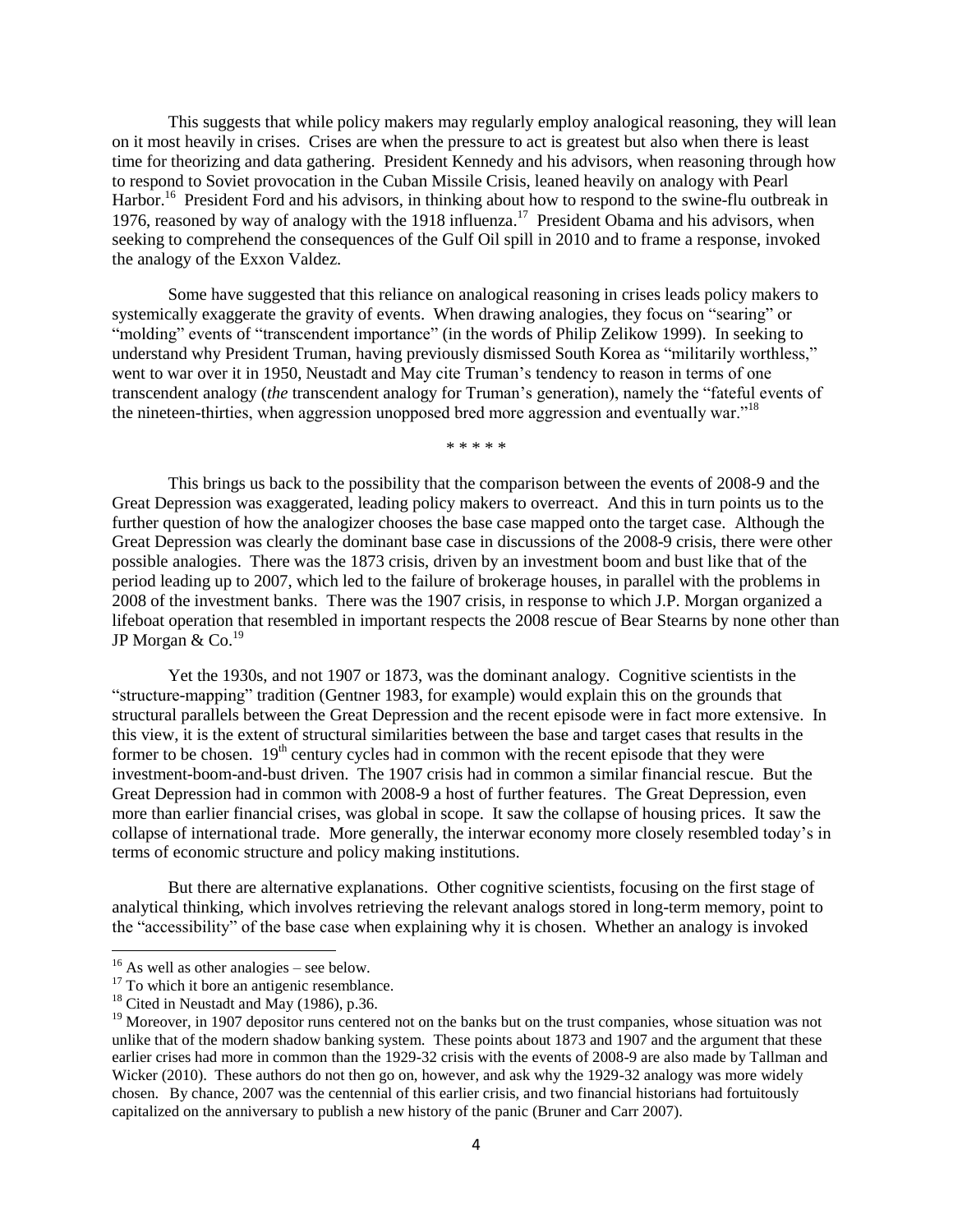This suggests that while policy makers may regularly employ analogical reasoning, they will lean on it most heavily in crises. Crises are when the pressure to act is greatest but also when there is least time for theorizing and data gathering. President Kennedy and his advisors, when reasoning through how to respond to Soviet provocation in the Cuban Missile Crisis, leaned heavily on analogy with Pearl Harbor.[16] President Ford and his advisors, in thinking about how to respond to the swine-flu outbreak in 1976, reasoned by way of analogy with the 1918 influenza.[17] President Obama and his advisors, when seeking to comprehend the consequences of the Gulf Oil spill in 2010 and to frame a response, invoked the analogy of the Exxon Valdez.

Some have suggested that this reliance on analogical reasoning in crises leads policy makers to systemically exaggerate the gravity of events. When drawing analogies, they focus on "searing" or "molding" events of "transcendent importance" (in the words of Philip Zelikow 1999). In seeking to understand why President Truman, having previously dismissed South Korea as "militarily worthless," went to war over it in 1950, Neustadt and May cite Truman's tendency to reason in terms of one transcendent analogy (*the* transcendent analogy for Truman's generation), namely the "fateful events of the nineteen-thirties, when aggression unopposed bred more aggression and eventually war."[18]

\* \* \* \* \*

This brings us back to the possibility that the comparison between the events of 2008-9 and the Great Depression was exaggerated, leading policy makers to overreact. And this in turn points us to the further question of how the analogizer chooses the base case mapped onto the target case. Although the Great Depression was clearly the dominant base case in discussions of the 2008-9 crisis, there were other possible analogies. There was the 1873 crisis, driven by an investment boom and bust like that of the period leading up to 2007, which led to the failure of brokerage houses, in parallel with the problems in 2008 of the investment banks. There was the 1907 crisis, in response to which J.P. Morgan organized a lifeboat operation that resembled in important respects the 2008 rescue of Bear Stearns by none other than JP Morgan & Co.[19]

Yet the 1930s, and not 1907 or 1873, was the dominant analogy. Cognitive scientists in the "structure-mapping" tradition (Gentner 1983, for example) would explain this on the grounds that structural parallels between the Great Depression and the recent episode were in fact more extensive. In this view, it is the extent of structural similarities between the base and target cases that results in the former to be chosen. 19th century cycles had in common with the recent episode that they were investment-boom-and-bust driven. The 1907 crisis had in common a similar financial rescue. But the Great Depression had in common with 2008-9 a host of further features. The Great Depression, even more than earlier financial crises, was global in scope. It saw the collapse of housing prices. It saw the collapse of international trade. More generally, the interwar economy more closely resembled today's in terms of economic structure and policy making institutions.

But there are alternative explanations. Other cognitive scientists, focusing on the first stage of analytical thinking, which involves retrieving the relevant analogs stored in long-term memory, point to the "accessibility" of the base case when explaining why it is chosen. Whether an analogy is invoked

---

[16] As well as other analogies – see below.

[17] To which it bore an antigenic resemblance.

[18] Cited in Neustadt and May (1986), p.36.

[19] Moreover, in 1907 depositor runs centered not on the banks but on the trust companies, whose situation was not unlike that of the modern shadow banking system. These points about 1873 and 1907 and the argument that these earlier crises had more in common than the 1929-32 crisis with the events of 2008-9 are also made by Tallman and Wicker (2010). These authors do not then go on, however, and ask why the 1929-32 analogy was more widely chosen. By chance, 2007 was the centennial of this earlier crisis, and two financial historians had fortuitously capitalized on the anniversary to publish a new history of the panic (Bruner and Carr 2007).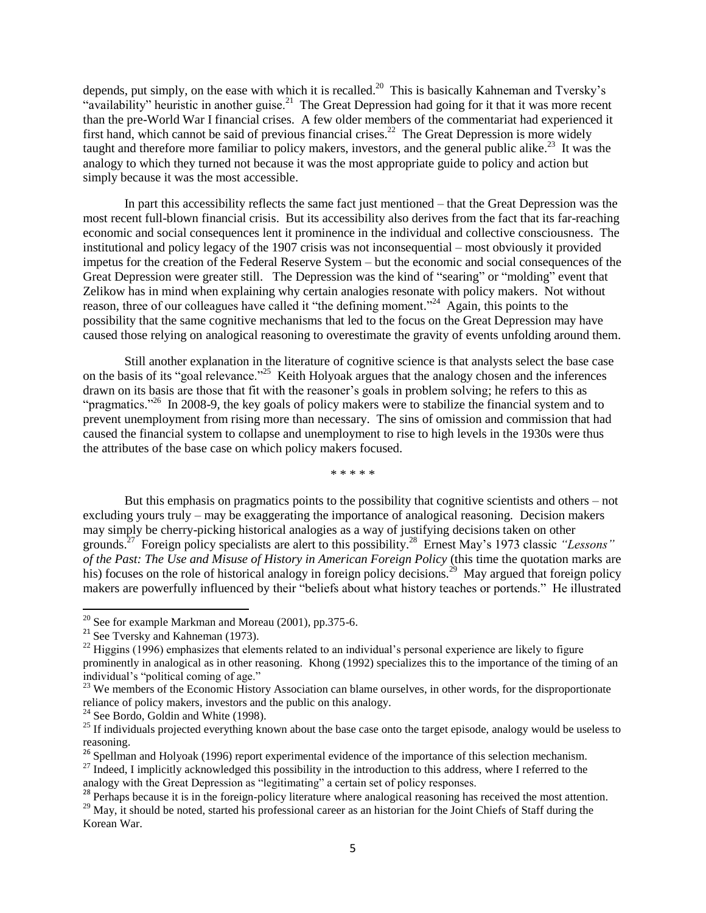depends, put simply, on the ease with which it is recalled.[20] This is basically Kahneman and Tversky's "availability" heuristic in another guise.[21] The Great Depression had going for it that it was more recent than the pre-World War I financial crises. A few older members of the commentariat had experienced it first hand, which cannot be said of previous financial crises.[22] The Great Depression is more widely taught and therefore more familiar to policy makers, investors, and the general public alike.[23] It was the analogy to which they turned not because it was the most appropriate guide to policy and action but simply because it was the most accessible.

In part this accessibility reflects the same fact just mentioned – that the Great Depression was the most recent full-blown financial crisis. But its accessibility also derives from the fact that its far-reaching economic and social consequences lent it prominence in the individual and collective consciousness. The institutional and policy legacy of the 1907 crisis was not inconsequential – most obviously it provided impetus for the creation of the Federal Reserve System – but the economic and social consequences of the Great Depression were greater still. The Depression was the kind of "searing" or "molding" event that Zelikow has in mind when explaining why certain analogies resonate with policy makers. Not without reason, three of our colleagues have called it "the defining moment."[24] Again, this points to the possibility that the same cognitive mechanisms that led to the focus on the Great Depression may have caused those relying on analogical reasoning to overestimate the gravity of events unfolding around them.

Still another explanation in the literature of cognitive science is that analysts select the base case on the basis of its "goal relevance."[25] Keith Holyoak argues that the analogy chosen and the inferences drawn on its basis are those that fit with the reasoner's goals in problem solving; he refers to this as "pragmatics."[26] In 2008-9, the key goals of policy makers were to stabilize the financial system and to prevent unemployment from rising more than necessary. The sins of omission and commission that had caused the financial system to collapse and unemployment to rise to high levels in the 1930s were thus the attributes of the base case on which policy makers focused.

\* \* \* \* \*

But this emphasis on pragmatics points to the possibility that cognitive scientists and others – not excluding yours truly – may be exaggerating the importance of analogical reasoning. Decision makers may simply be cherry-picking historical analogies as a way of justifying decisions taken on other grounds.[27] Foreign policy specialists are alert to this possibility.[28] Ernest May's 1973 classic *"Lessons" of the Past: The Use and Misuse of History in American Foreign Policy* (this time the quotation marks are his) focuses on the role of historical analogy in foreign policy decisions.[29] May argued that foreign policy makers are powerfully influenced by their "beliefs about what history teaches or portends." He illustrated

---

[20] See for example Markman and Moreau (2001), pp.375-6.

[21] See Tversky and Kahneman (1973).

[22] Higgins (1996) emphasizes that elements related to an individual's personal experience are likely to figure prominently in analogical as in other reasoning. Khong (1992) specializes this to the importance of the timing of an individual's "political coming of age."

[23] We members of the Economic History Association can blame ourselves, in other words, for the disproportionate reliance of policy makers, investors and the public on this analogy.

[24] See Bordo, Goldin and White (1998).

[25] If individuals projected everything known about the base case onto the target episode, analogy would be useless to reasoning.

[26] Spellman and Holyoak (1996) report experimental evidence of the importance of this selection mechanism.

[27] Indeed, I implicitly acknowledged this possibility in the introduction to this address, where I referred to the analogy with the Great Depression as "legitimating" a certain set of policy responses.

[28] Perhaps because it is in the foreign-policy literature where analogical reasoning has received the most attention.

[29] May, it should be noted, started his professional career as an historian for the Joint Chiefs of Staff during the Korean War.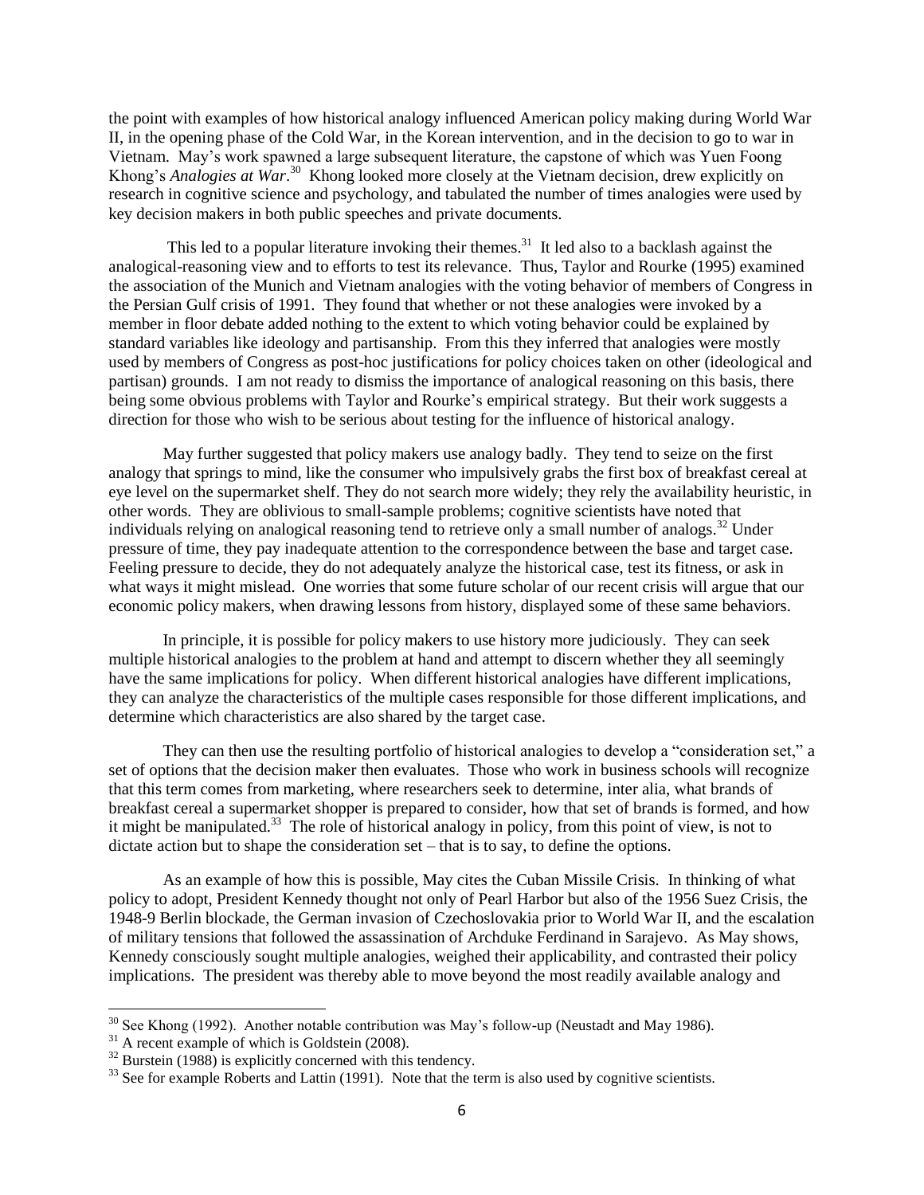the point with examples of how historical analogy influenced American policy making during World War II, in the opening phase of the Cold War, in the Korean intervention, and in the decision to go to war in Vietnam. May's work spawned a large subsequent literature, the capstone of which was Yuen Foong Khong's *Analogies at War*.[30] Khong looked more closely at the Vietnam decision, drew explicitly on research in cognitive science and psychology, and tabulated the number of times analogies were used by key decision makers in both public speeches and private documents.

This led to a popular literature invoking their themes.[31] It led also to a backlash against the analogical-reasoning view and to efforts to test its relevance. Thus, Taylor and Rourke (1995) examined the association of the Munich and Vietnam analogies with the voting behavior of members of Congress in the Persian Gulf crisis of 1991. They found that whether or not these analogies were invoked by a member in floor debate added nothing to the extent to which voting behavior could be explained by standard variables like ideology and partisanship. From this they inferred that analogies were mostly used by members of Congress as post-hoc justifications for policy choices taken on other (ideological and partisan) grounds. I am not ready to dismiss the importance of analogical reasoning on this basis, there being some obvious problems with Taylor and Rourke's empirical strategy. But their work suggests a direction for those who wish to be serious about testing for the influence of historical analogy.

May further suggested that policy makers use analogy badly. They tend to seize on the first analogy that springs to mind, like the consumer who impulsively grabs the first box of breakfast cereal at eye level on the supermarket shelf. They do not search more widely; they rely the availability heuristic, in other words. They are oblivious to small-sample problems; cognitive scientists have noted that individuals relying on analogical reasoning tend to retrieve only a small number of analogs.[32] Under pressure of time, they pay inadequate attention to the correspondence between the base and target case. Feeling pressure to decide, they do not adequately analyze the historical case, test its fitness, or ask in what ways it might mislead. One worries that some future scholar of our recent crisis will argue that our economic policy makers, when drawing lessons from history, displayed some of these same behaviors.

In principle, it is possible for policy makers to use history more judiciously. They can seek multiple historical analogies to the problem at hand and attempt to discern whether they all seemingly have the same implications for policy. When different historical analogies have different implications, they can analyze the characteristics of the multiple cases responsible for those different implications, and determine which characteristics are also shared by the target case.

They can then use the resulting portfolio of historical analogies to develop a "consideration set," a set of options that the decision maker then evaluates. Those who work in business schools will recognize that this term comes from marketing, where researchers seek to determine, inter alia, what brands of breakfast cereal a supermarket shopper is prepared to consider, how that set of brands is formed, and how it might be manipulated.[33] The role of historical analogy in policy, from this point of view, is not to dictate action but to shape the consideration set – that is to say, to define the options.

As an example of how this is possible, May cites the Cuban Missile Crisis. In thinking of what policy to adopt, President Kennedy thought not only of Pearl Harbor but also of the 1956 Suez Crisis, the 1948-9 Berlin blockade, the German invasion of Czechoslovakia prior to World War II, and the escalation of military tensions that followed the assassination of Archduke Ferdinand in Sarajevo. As May shows, Kennedy consciously sought multiple analogies, weighed their applicability, and contrasted their policy implications. The president was thereby able to move beyond the most readily available analogy and

[30] See Khong (1992). Another notable contribution was May's follow-up (Neustadt and May 1986).

[31] A recent example of which is Goldstein (2008).

[32] Burstein (1988) is explicitly concerned with this tendency.

[33] See for example Roberts and Lattin (1991). Note that the term is also used by cognitive scientists.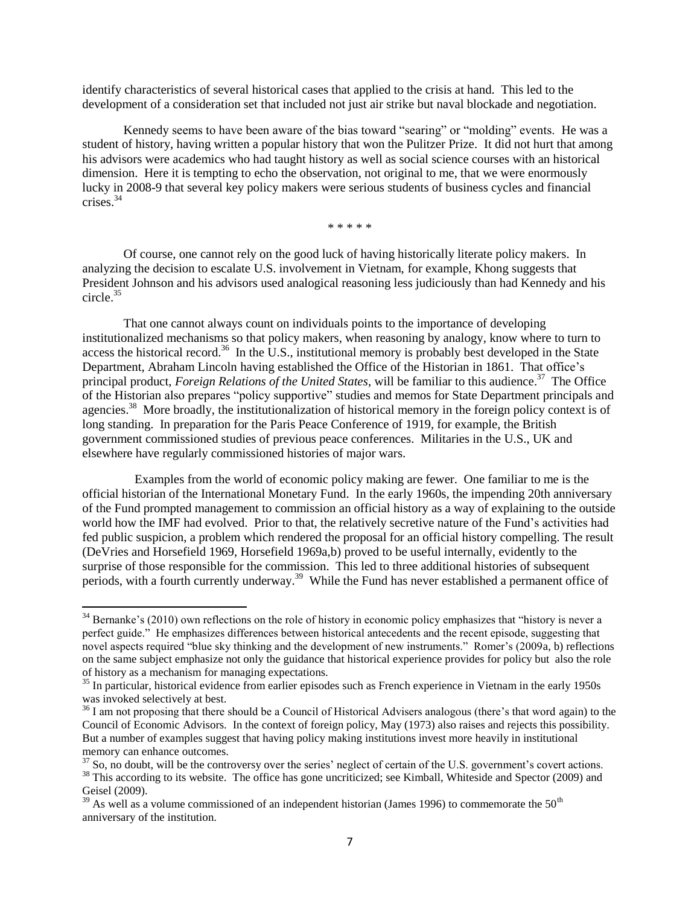identify characteristics of several historical cases that applied to the crisis at hand. This led to the development of a consideration set that included not just air strike but naval blockade and negotiation.

Kennedy seems to have been aware of the bias toward "searing" or "molding" events. He was a student of history, having written a popular history that won the Pulitzer Prize. It did not hurt that among his advisors were academics who had taught history as well as social science courses with an historical dimension. Here it is tempting to echo the observation, not original to me, that we were enormously lucky in 2008-9 that several key policy makers were serious students of business cycles and financial crises.[34]

\* \* \* \* \*

Of course, one cannot rely on the good luck of having historically literate policy makers. In analyzing the decision to escalate U.S. involvement in Vietnam, for example, Khong suggests that President Johnson and his advisors used analogical reasoning less judiciously than had Kennedy and his circle.[35]

That one cannot always count on individuals points to the importance of developing institutionalized mechanisms so that policy makers, when reasoning by analogy, know where to turn to access the historical record.[36] In the U.S., institutional memory is probably best developed in the State Department, Abraham Lincoln having established the Office of the Historian in 1861. That office's principal product, *Foreign Relations of the United States*, will be familiar to this audience.[37] The Office of the Historian also prepares "policy supportive" studies and memos for State Department principals and agencies.[38] More broadly, the institutionalization of historical memory in the foreign policy context is of long standing. In preparation for the Paris Peace Conference of 1919, for example, the British government commissioned studies of previous peace conferences. Militaries in the U.S., UK and elsewhere have regularly commissioned histories of major wars.

Examples from the world of economic policy making are fewer. One familiar to me is the official historian of the International Monetary Fund. In the early 1960s, the impending 20th anniversary of the Fund prompted management to commission an official history as a way of explaining to the outside world how the IMF had evolved. Prior to that, the relatively secretive nature of the Fund's activities had fed public suspicion, a problem which rendered the proposal for an official history compelling. The result (DeVries and Horsefield 1969, Horsefield 1969a,b) proved to be useful internally, evidently to the surprise of those responsible for the commission. This led to three additional histories of subsequent periods, with a fourth currently underway.[39] While the Fund has never established a permanent office of

---

[34] Bernanke's (2010) own reflections on the role of history in economic policy emphasizes that "history is never a perfect guide." He emphasizes differences between historical antecedents and the recent episode, suggesting that novel aspects required "blue sky thinking and the development of new instruments." Romer's (2009a, b) reflections on the same subject emphasize not only the guidance that historical experience provides for policy but also the role of history as a mechanism for managing expectations.

[35] In particular, historical evidence from earlier episodes such as French experience in Vietnam in the early 1950s was invoked selectively at best.

[36] I am not proposing that there should be a Council of Historical Advisers analogous (there's that word again) to the Council of Economic Advisors. In the context of foreign policy, May (1973) also raises and rejects this possibility. But a number of examples suggest that having policy making institutions invest more heavily in institutional memory can enhance outcomes.

[37] So, no doubt, will be the controversy over the series' neglect of certain of the U.S. government's covert actions.

[38] This according to its website. The office has gone uncriticized; see Kimball, Whiteside and Spector (2009) and Geisel (2009).

[39] As well as a volume commissioned of an independent historian (James 1996) to commemorate the 50th anniversary of the institution.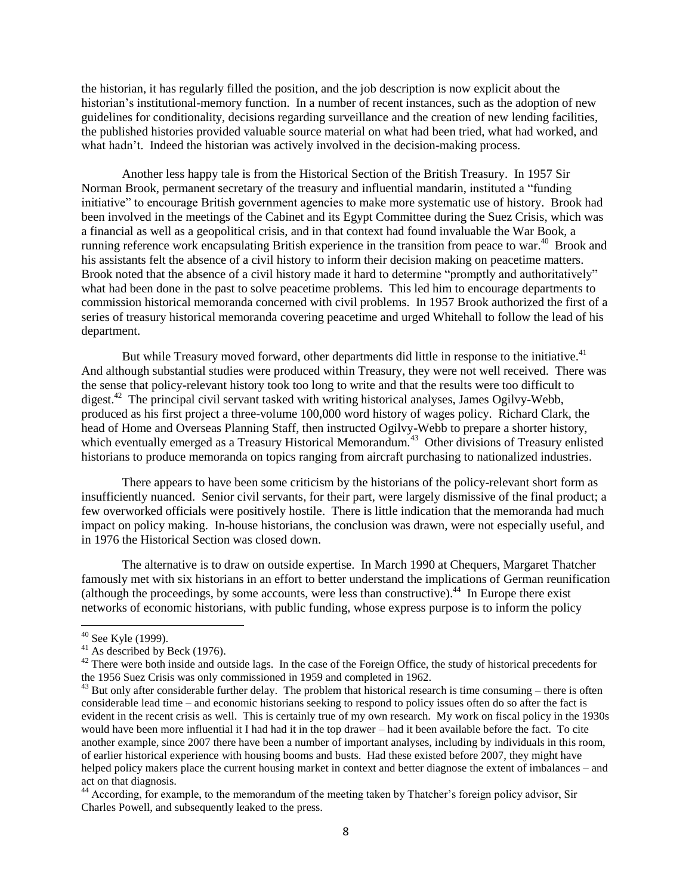the historian, it has regularly filled the position, and the job description is now explicit about the historian's institutional-memory function. In a number of recent instances, such as the adoption of new guidelines for conditionality, decisions regarding surveillance and the creation of new lending facilities, the published histories provided valuable source material on what had been tried, what had worked, and what hadn't. Indeed the historian was actively involved in the decision-making process.

Another less happy tale is from the Historical Section of the British Treasury. In 1957 Sir Norman Brook, permanent secretary of the treasury and influential mandarin, instituted a "funding initiative" to encourage British government agencies to make more systematic use of history. Brook had been involved in the meetings of the Cabinet and its Egypt Committee during the Suez Crisis, which was a financial as well as a geopolitical crisis, and in that context had found invaluable the War Book, a running reference work encapsulating British experience in the transition from peace to war.[40] Brook and his assistants felt the absence of a civil history to inform their decision making on peacetime matters. Brook noted that the absence of a civil history made it hard to determine "promptly and authoritatively" what had been done in the past to solve peacetime problems. This led him to encourage departments to commission historical memoranda concerned with civil problems. In 1957 Brook authorized the first of a series of treasury historical memoranda covering peacetime and urged Whitehall to follow the lead of his department.

But while Treasury moved forward, other departments did little in response to the initiative.[41] And although substantial studies were produced within Treasury, they were not well received. There was the sense that policy-relevant history took too long to write and that the results were too difficult to digest.[42] The principal civil servant tasked with writing historical analyses, James Ogilvy-Webb, produced as his first project a three-volume 100,000 word history of wages policy. Richard Clark, the head of Home and Overseas Planning Staff, then instructed Ogilvy-Webb to prepare a shorter history, which eventually emerged as a Treasury Historical Memorandum.[43] Other divisions of Treasury enlisted historians to produce memoranda on topics ranging from aircraft purchasing to nationalized industries.

There appears to have been some criticism by the historians of the policy-relevant short form as insufficiently nuanced. Senior civil servants, for their part, were largely dismissive of the final product; a few overworked officials were positively hostile. There is little indication that the memoranda had much impact on policy making. In-house historians, the conclusion was drawn, were not especially useful, and in 1976 the Historical Section was closed down.

The alternative is to draw on outside expertise. In March 1990 at Chequers, Margaret Thatcher famously met with six historians in an effort to better understand the implications of German reunification (although the proceedings, by some accounts, were less than constructive).[44] In Europe there exist networks of economic historians, with public funding, whose express purpose is to inform the policy

---

[40] See Kyle (1999).

[41] As described by Beck (1976).

[42] There were both inside and outside lags. In the case of the Foreign Office, the study of historical precedents for the 1956 Suez Crisis was only commissioned in 1959 and completed in 1962.

[43] But only after considerable further delay. The problem that historical research is time consuming – there is often considerable lead time – and economic historians seeking to respond to policy issues often do so after the fact is evident in the recent crisis as well. This is certainly true of my own research. My work on fiscal policy in the 1930s would have been more influential it I had had it in the top drawer – had it been available before the fact. To cite another example, since 2007 there have been a number of important analyses, including by individuals in this room, of earlier historical experience with housing booms and busts. Had these existed before 2007, they might have helped policy makers place the current housing market in context and better diagnose the extent of imbalances – and act on that diagnosis.

[44] According, for example, to the memorandum of the meeting taken by Thatcher's foreign policy advisor, Sir Charles Powell, and subsequently leaked to the press.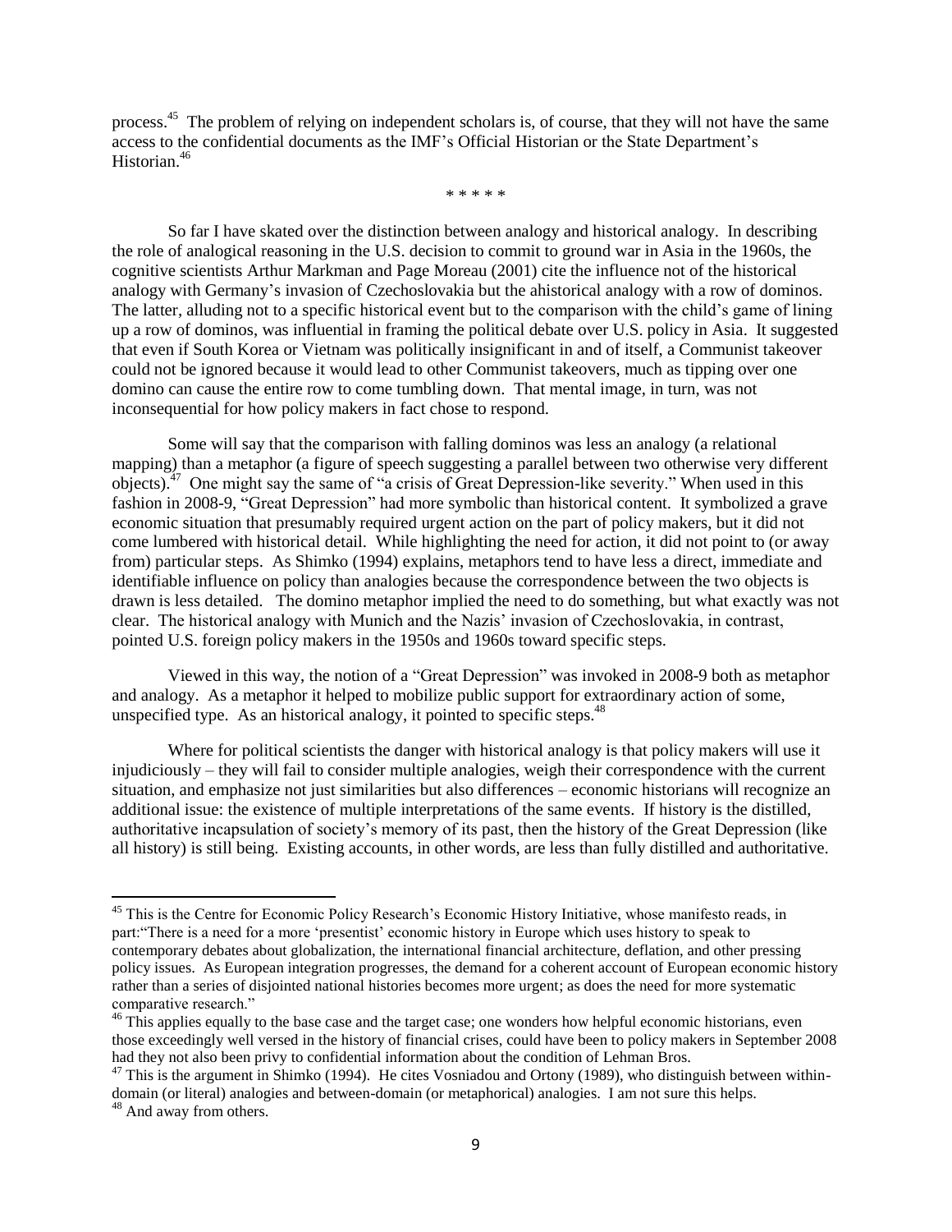process.[45] The problem of relying on independent scholars is, of course, that they will not have the same access to the confidential documents as the IMF's Official Historian or the State Department's Historian.[46]

\* \* \* \* \*

So far I have skated over the distinction between analogy and historical analogy. In describing the role of analogical reasoning in the U.S. decision to commit to ground war in Asia in the 1960s, the cognitive scientists Arthur Markman and Page Moreau (2001) cite the influence not of the historical analogy with Germany's invasion of Czechoslovakia but the ahistorical analogy with a row of dominos. The latter, alluding not to a specific historical event but to the comparison with the child's game of lining up a row of dominos, was influential in framing the political debate over U.S. policy in Asia. It suggested that even if South Korea or Vietnam was politically insignificant in and of itself, a Communist takeover could not be ignored because it would lead to other Communist takeovers, much as tipping over one domino can cause the entire row to come tumbling down. That mental image, in turn, was not inconsequential for how policy makers in fact chose to respond.

Some will say that the comparison with falling dominos was less an analogy (a relational mapping) than a metaphor (a figure of speech suggesting a parallel between two otherwise very different objects).[47] One might say the same of "a crisis of Great Depression-like severity." When used in this fashion in 2008-9, "Great Depression" had more symbolic than historical content. It symbolized a grave economic situation that presumably required urgent action on the part of policy makers, but it did not come lumbered with historical detail. While highlighting the need for action, it did not point to (or away from) particular steps. As Shimko (1994) explains, metaphors tend to have less a direct, immediate and identifiable influence on policy than analogies because the correspondence between the two objects is drawn is less detailed. The domino metaphor implied the need to do something, but what exactly was not clear. The historical analogy with Munich and the Nazis' invasion of Czechoslovakia, in contrast, pointed U.S. foreign policy makers in the 1950s and 1960s toward specific steps.

Viewed in this way, the notion of a "Great Depression" was invoked in 2008-9 both as metaphor and analogy. As a metaphor it helped to mobilize public support for extraordinary action of some, unspecified type. As an historical analogy, it pointed to specific steps.[48]

Where for political scientists the danger with historical analogy is that policy makers will use it injudiciously – they will fail to consider multiple analogies, weigh their correspondence with the current situation, and emphasize not just similarities but also differences – economic historians will recognize an additional issue: the existence of multiple interpretations of the same events. If history is the distilled, authoritative incapsulation of society's memory of its past, then the history of the Great Depression (like all history) is still being. Existing accounts, in other words, are less than fully distilled and authoritative.

---

[45] This is the Centre for Economic Policy Research's Economic History Initiative, whose manifesto reads, in part:"There is a need for a more 'presentist' economic history in Europe which uses history to speak to contemporary debates about globalization, the international financial architecture, deflation, and other pressing policy issues. As European integration progresses, the demand for a coherent account of European economic history rather than a series of disjointed national histories becomes more urgent; as does the need for more systematic comparative research."

[46] This applies equally to the base case and the target case; one wonders how helpful economic historians, even those exceedingly well versed in the history of financial crises, could have been to policy makers in September 2008 had they not also been privy to confidential information about the condition of Lehman Bros.

[47] This is the argument in Shimko (1994). He cites Vosniadou and Ortony (1989), who distinguish between within-domain (or literal) analogies and between-domain (or metaphorical) analogies. I am not sure this helps.

[48] And away from others.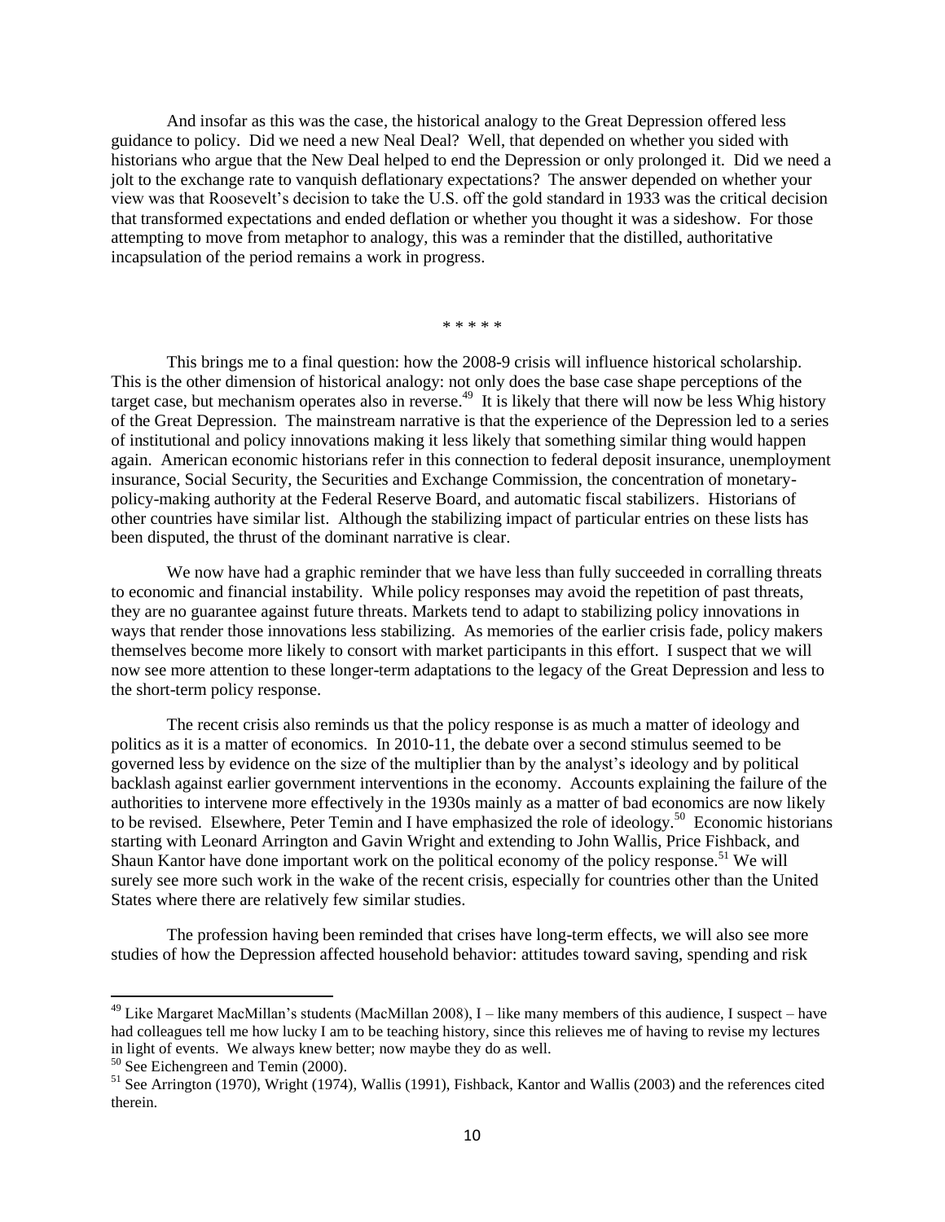And insofar as this was the case, the historical analogy to the Great Depression offered less guidance to policy. Did we need a new Neal Deal? Well, that depended on whether you sided with historians who argue that the New Deal helped to end the Depression or only prolonged it. Did we need a jolt to the exchange rate to vanquish deflationary expectations? The answer depended on whether your view was that Roosevelt's decision to take the U.S. off the gold standard in 1933 was the critical decision that transformed expectations and ended deflation or whether you thought it was a sideshow. For those attempting to move from metaphor to analogy, this was a reminder that the distilled, authoritative incapsulation of the period remains a work in progress.

\* \* \* \* \*

This brings me to a final question: how the 2008-9 crisis will influence historical scholarship. This is the other dimension of historical analogy: not only does the base case shape perceptions of the target case, but mechanism operates also in reverse.[49] It is likely that there will now be less Whig history of the Great Depression. The mainstream narrative is that the experience of the Depression led to a series of institutional and policy innovations making it less likely that something similar thing would happen again. American economic historians refer in this connection to federal deposit insurance, unemployment insurance, Social Security, the Securities and Exchange Commission, the concentration of monetary-policy-making authority at the Federal Reserve Board, and automatic fiscal stabilizers. Historians of other countries have similar list. Although the stabilizing impact of particular entries on these lists has been disputed, the thrust of the dominant narrative is clear.

We now have had a graphic reminder that we have less than fully succeeded in corralling threats to economic and financial instability. While policy responses may avoid the repetition of past threats, they are no guarantee against future threats. Markets tend to adapt to stabilizing policy innovations in ways that render those innovations less stabilizing. As memories of the earlier crisis fade, policy makers themselves become more likely to consort with market participants in this effort. I suspect that we will now see more attention to these longer-term adaptations to the legacy of the Great Depression and less to the short-term policy response.

The recent crisis also reminds us that the policy response is as much a matter of ideology and politics as it is a matter of economics. In 2010-11, the debate over a second stimulus seemed to be governed less by evidence on the size of the multiplier than by the analyst's ideology and by political backlash against earlier government interventions in the economy. Accounts explaining the failure of the authorities to intervene more effectively in the 1930s mainly as a matter of bad economics are now likely to be revised. Elsewhere, Peter Temin and I have emphasized the role of ideology.[50] Economic historians starting with Leonard Arrington and Gavin Wright and extending to John Wallis, Price Fishback, and Shaun Kantor have done important work on the political economy of the policy response.[51] We will surely see more such work in the wake of the recent crisis, especially for countries other than the United States where there are relatively few similar studies.

The profession having been reminded that crises have long-term effects, we will also see more studies of how the Depression affected household behavior: attitudes toward saving, spending and risk

---

[49] Like Margaret MacMillan's students (MacMillan 2008), I – like many members of this audience, I suspect – have had colleagues tell me how lucky I am to be teaching history, since this relieves me of having to revise my lectures in light of events. We always knew better; now maybe they do as well.

[50] See Eichengreen and Temin (2000).

[51] See Arrington (1970), Wright (1974), Wallis (1991), Fishback, Kantor and Wallis (2003) and the references cited therein.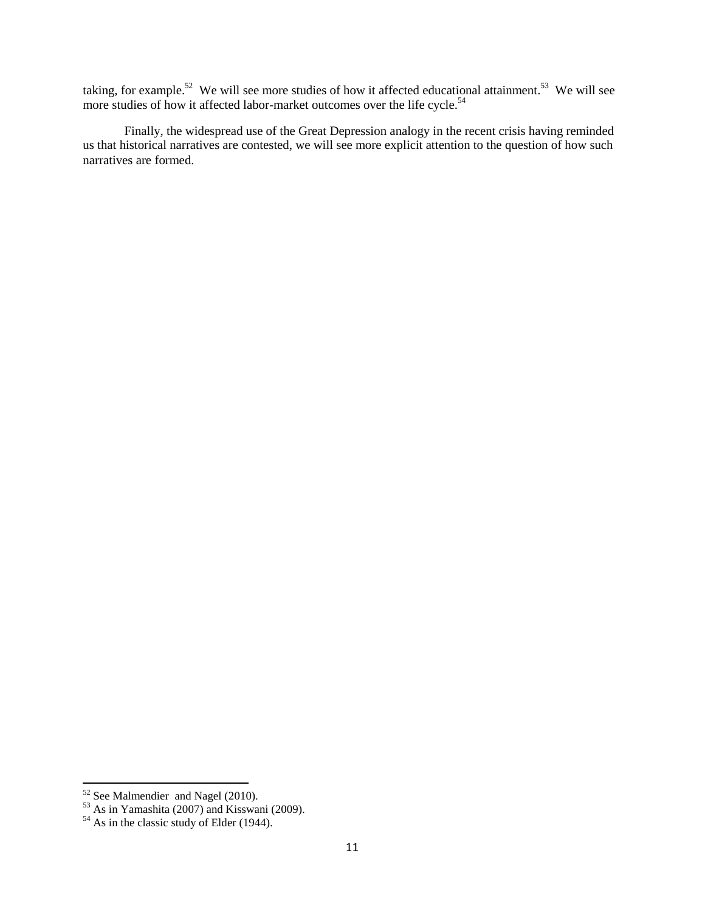taking, for example.[52] We will see more studies of how it affected educational attainment.[53] We will see more studies of how it affected labor-market outcomes over the life cycle.[54]

Finally, the widespread use of the Great Depression analogy in the recent crisis having reminded us that historical narratives are contested, we will see more explicit attention to the question of how such narratives are formed.

---

[52] See Malmendier and Nagel (2010).

[53] As in Yamashita (2007) and Kisswani (2009).

[54] As in the classic study of Elder (1944).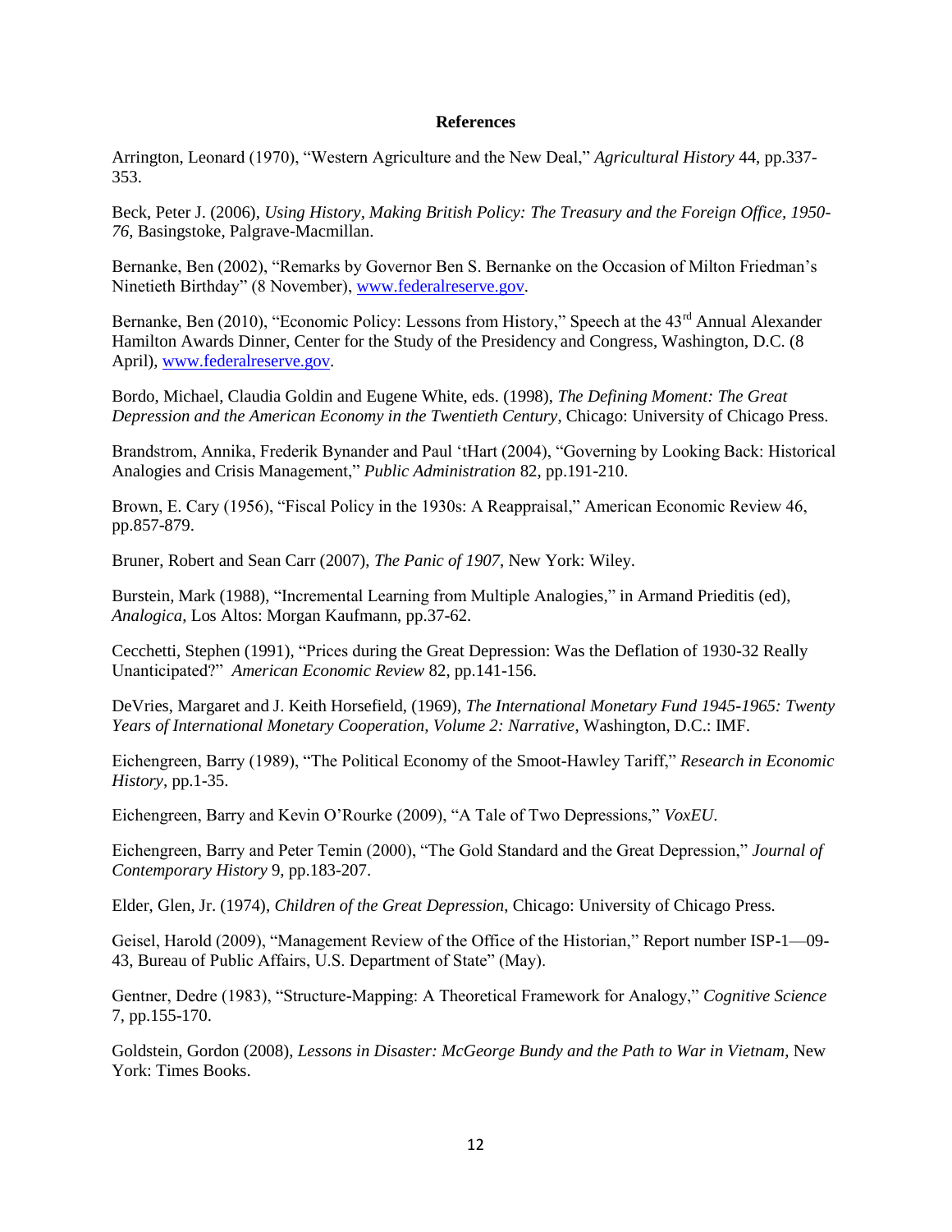**References**

Arrington, Leonard (1970), "Western Agriculture and the New Deal," *Agricultural History* 44, pp.337-353.

Beck, Peter J. (2006), *Using History, Making British Policy: The Treasury and the Foreign Office, 1950-76*, Basingstoke, Palgrave-Macmillan.

Bernanke, Ben (2002), "Remarks by Governor Ben S. Bernanke on the Occasion of Milton Friedman's Ninetieth Birthday" (8 November), www.federalreserve.gov.

Bernanke, Ben (2010), "Economic Policy: Lessons from History," Speech at the 43rd Annual Alexander Hamilton Awards Dinner, Center for the Study of the Presidency and Congress, Washington, D.C. (8 April), www.federalreserve.gov.

Bordo, Michael, Claudia Goldin and Eugene White, eds. (1998), *The Defining Moment: The Great Depression and the American Economy in the Twentieth Century*, Chicago: University of Chicago Press.

Brandstrom, Annika, Frederik Bynander and Paul 'tHart (2004), "Governing by Looking Back: Historical Analogies and Crisis Management," *Public Administration* 82, pp.191-210.

Brown, E. Cary (1956), "Fiscal Policy in the 1930s: A Reappraisal," American Economic Review 46, pp.857-879.

Bruner, Robert and Sean Carr (2007), *The Panic of 1907*, New York: Wiley.

Burstein, Mark (1988), "Incremental Learning from Multiple Analogies," in Armand Prieditis (ed), *Analogica*, Los Altos: Morgan Kaufmann, pp.37-62.

Cecchetti, Stephen (1991), "Prices during the Great Depression: Was the Deflation of 1930-32 Really Unanticipated?" *American Economic Review* 82, pp.141-156.

DeVries, Margaret and J. Keith Horsefield, (1969), *The International Monetary Fund 1945-1965: Twenty Years of International Monetary Cooperation, Volume 2: Narrative*, Washington, D.C.: IMF.

Eichengreen, Barry (1989), "The Political Economy of the Smoot-Hawley Tariff," *Research in Economic History*, pp.1-35.

Eichengreen, Barry and Kevin O'Rourke (2009), "A Tale of Two Depressions," *VoxEU*.

Eichengreen, Barry and Peter Temin (2000), "The Gold Standard and the Great Depression," *Journal of Contemporary History* 9, pp.183-207.

Elder, Glen, Jr. (1974), *Children of the Great Depression*, Chicago: University of Chicago Press.

Geisel, Harold (2009), "Management Review of the Office of the Historian," Report number ISP-1—09-43, Bureau of Public Affairs, U.S. Department of State" (May).

Gentner, Dedre (1983), "Structure-Mapping: A Theoretical Framework for Analogy," *Cognitive Science* 7, pp.155-170.

Goldstein, Gordon (2008), *Lessons in Disaster: McGeorge Bundy and the Path to War in Vietnam*, New York: Times Books.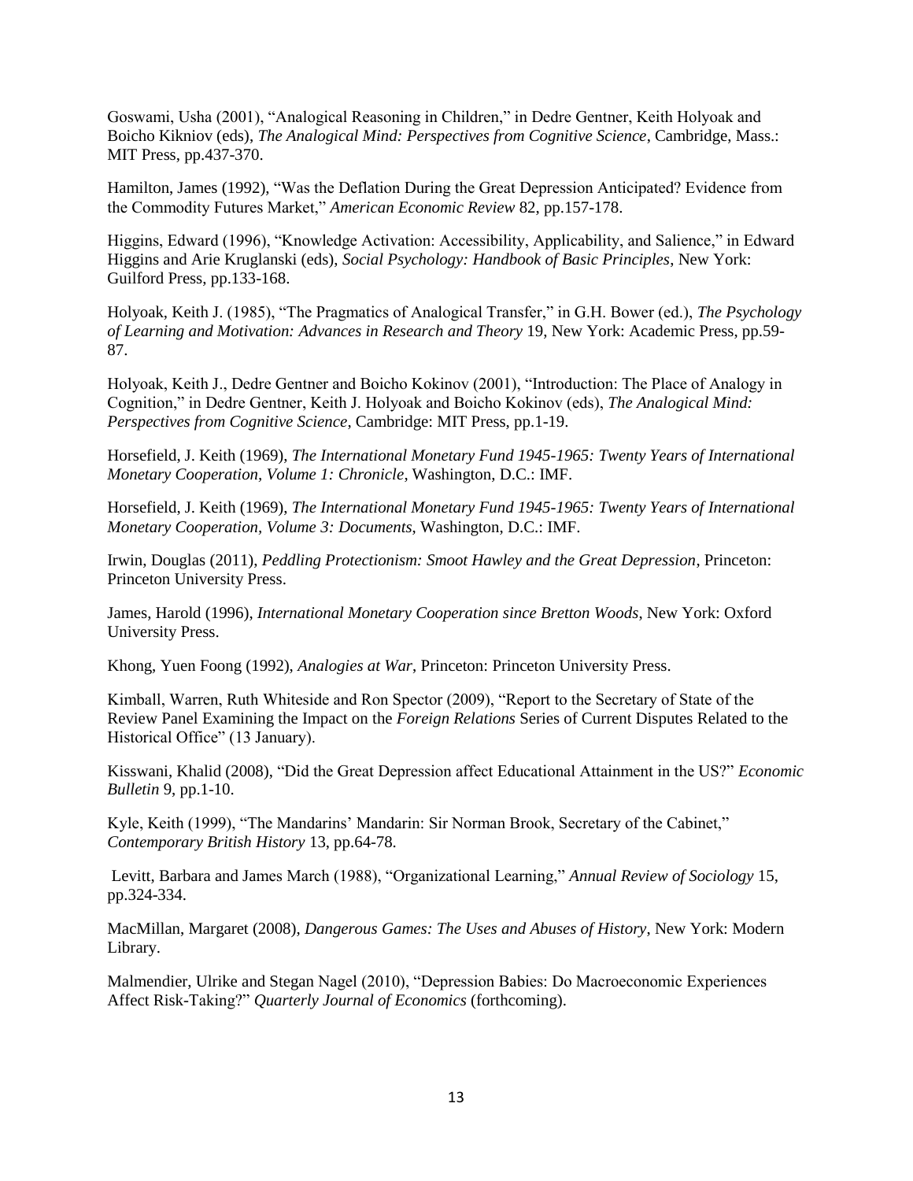Goswami, Usha (2001), "Analogical Reasoning in Children," in Dedre Gentner, Keith Holyoak and Boicho Kikniov (eds), *The Analogical Mind: Perspectives from Cognitive Science*, Cambridge, Mass.: MIT Press, pp.437-370.

Hamilton, James (1992), "Was the Deflation During the Great Depression Anticipated? Evidence from the Commodity Futures Market," *American Economic Review* 82, pp.157-178.

Higgins, Edward (1996), "Knowledge Activation: Accessibility, Applicability, and Salience," in Edward Higgins and Arie Kruglanski (eds), *Social Psychology: Handbook of Basic Principles*, New York: Guilford Press, pp.133-168.

Holyoak, Keith J. (1985), "The Pragmatics of Analogical Transfer," in G.H. Bower (ed.), *The Psychology of Learning and Motivation: Advances in Research and Theory* 19, New York: Academic Press, pp.59-87.

Holyoak, Keith J., Dedre Gentner and Boicho Kokinov (2001), "Introduction: The Place of Analogy in Cognition," in Dedre Gentner, Keith J. Holyoak and Boicho Kokinov (eds), *The Analogical Mind: Perspectives from Cognitive Science*, Cambridge: MIT Press, pp.1-19.

Horsefield, J. Keith (1969), *The International Monetary Fund 1945-1965: Twenty Years of International Monetary Cooperation, Volume 1: Chronicle*, Washington, D.C.: IMF.

Horsefield, J. Keith (1969), *The International Monetary Fund 1945-1965: Twenty Years of International Monetary Cooperation, Volume 3: Documents*, Washington, D.C.: IMF.

Irwin, Douglas (2011), *Peddling Protectionism: Smoot Hawley and the Great Depression*, Princeton: Princeton University Press.

James, Harold (1996), *International Monetary Cooperation since Bretton Woods*, New York: Oxford University Press.

Khong, Yuen Foong (1992), *Analogies at War*, Princeton: Princeton University Press.

Kimball, Warren, Ruth Whiteside and Ron Spector (2009), "Report to the Secretary of State of the Review Panel Examining the Impact on the *Foreign Relations* Series of Current Disputes Related to the Historical Office" (13 January).

Kisswani, Khalid (2008), "Did the Great Depression affect Educational Attainment in the US?" *Economic Bulletin* 9, pp.1-10.

Kyle, Keith (1999), "The Mandarins' Mandarin: Sir Norman Brook, Secretary of the Cabinet," *Contemporary British History* 13, pp.64-78.

Levitt, Barbara and James March (1988), "Organizational Learning," *Annual Review of Sociology* 15, pp.324-334.

MacMillan, Margaret (2008), *Dangerous Games: The Uses and Abuses of History*, New York: Modern Library.

Malmendier, Ulrike and Stegan Nagel (2010), "Depression Babies: Do Macroeconomic Experiences Affect Risk-Taking?" *Quarterly Journal of Economics* (forthcoming).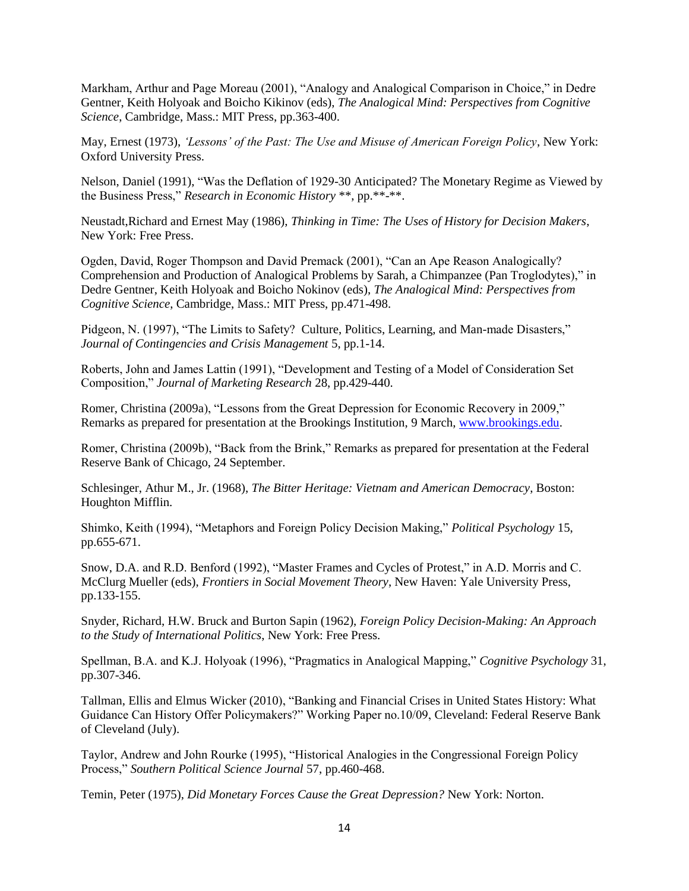Markham, Arthur and Page Moreau (2001), "Analogy and Analogical Comparison in Choice," in Dedre Gentner, Keith Holyoak and Boicho Kikinov (eds), *The Analogical Mind: Perspectives from Cognitive Science*, Cambridge, Mass.: MIT Press, pp.363-400.

May, Ernest (1973), *'Lessons' of the Past: The Use and Misuse of American Foreign Policy*, New York: Oxford University Press.

Nelson, Daniel (1991), "Was the Deflation of 1929-30 Anticipated? The Monetary Regime as Viewed by the Business Press," *Research in Economic History* **, pp.**-**.

Neustadt,Richard and Ernest May (1986), *Thinking in Time: The Uses of History for Decision Makers*, New York: Free Press.

Ogden, David, Roger Thompson and David Premack (2001), "Can an Ape Reason Analogically? Comprehension and Production of Analogical Problems by Sarah, a Chimpanzee (Pan Troglodytes)," in Dedre Gentner, Keith Holyoak and Boicho Nokinov (eds), *The Analogical Mind: Perspectives from Cognitive Science*, Cambridge, Mass.: MIT Press, pp.471-498.

Pidgeon, N. (1997), "The Limits to Safety? Culture, Politics, Learning, and Man-made Disasters," *Journal of Contingencies and Crisis Management* 5, pp.1-14.

Roberts, John and James Lattin (1991), "Development and Testing of a Model of Consideration Set Composition," *Journal of Marketing Research* 28, pp.429-440.

Romer, Christina (2009a), "Lessons from the Great Depression for Economic Recovery in 2009," Remarks as prepared for presentation at the Brookings Institution, 9 March, www.brookings.edu.

Romer, Christina (2009b), "Back from the Brink," Remarks as prepared for presentation at the Federal Reserve Bank of Chicago, 24 September.

Schlesinger, Athur M., Jr. (1968), *The Bitter Heritage: Vietnam and American Democracy*, Boston: Houghton Mifflin.

Shimko, Keith (1994), "Metaphors and Foreign Policy Decision Making," *Political Psychology* 15, pp.655-671.

Snow, D.A. and R.D. Benford (1992), "Master Frames and Cycles of Protest," in A.D. Morris and C. McClurg Mueller (eds), *Frontiers in Social Movement Theory*, New Haven: Yale University Press, pp.133-155.

Snyder, Richard, H.W. Bruck and Burton Sapin (1962), *Foreign Policy Decision-Making: An Approach to the Study of International Politics*, New York: Free Press.

Spellman, B.A. and K.J. Holyoak (1996), "Pragmatics in Analogical Mapping," *Cognitive Psychology* 31, pp.307-346.

Tallman, Ellis and Elmus Wicker (2010), "Banking and Financial Crises in United States History: What Guidance Can History Offer Policymakers?" Working Paper no.10/09, Cleveland: Federal Reserve Bank of Cleveland (July).

Taylor, Andrew and John Rourke (1995), "Historical Analogies in the Congressional Foreign Policy Process," *Southern Political Science Journal* 57, pp.460-468.

Temin, Peter (1975), *Did Monetary Forces Cause the Great Depression?* New York: Norton.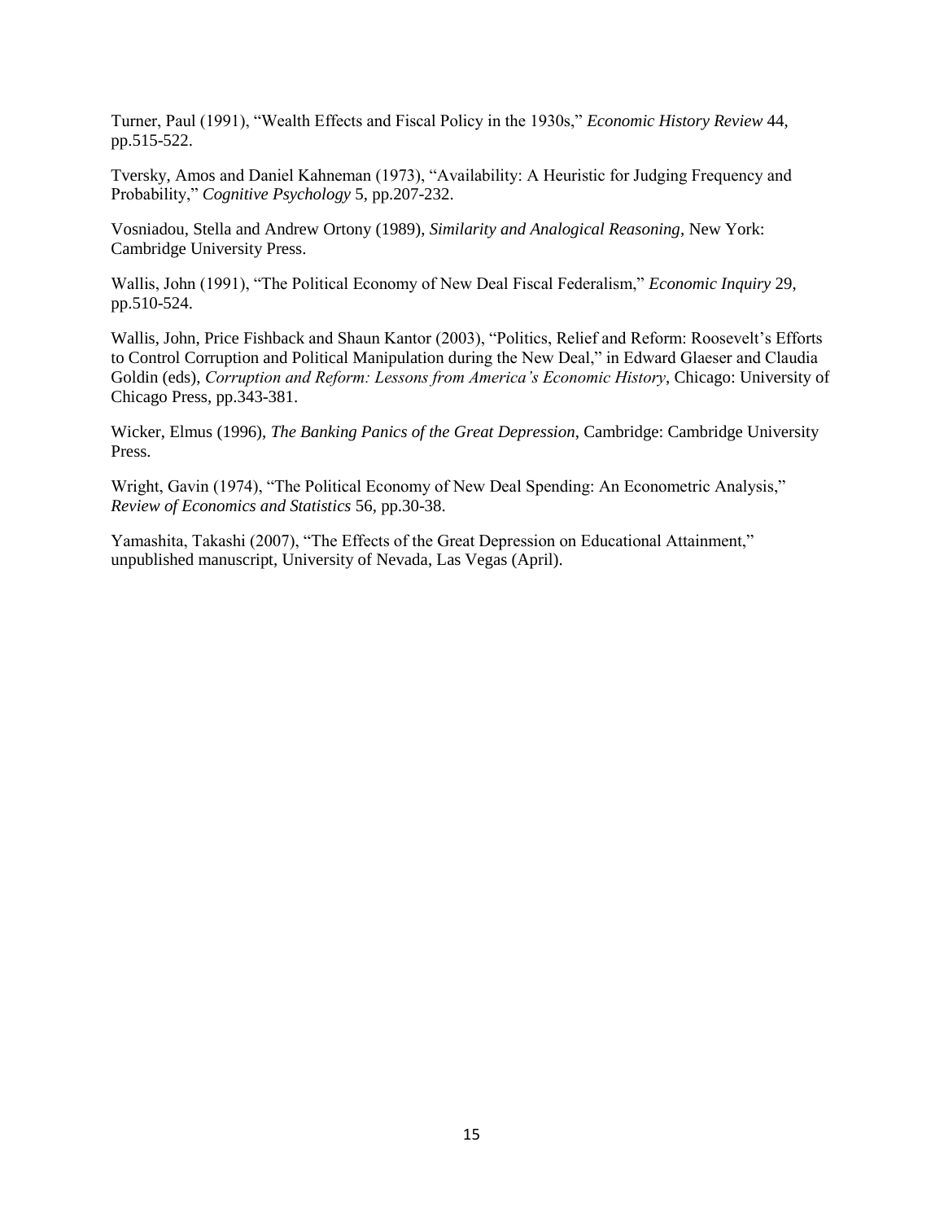Turner, Paul (1991), "Wealth Effects and Fiscal Policy in the 1930s," *Economic History Review* 44, pp.515-522.

Tversky, Amos and Daniel Kahneman (1973), "Availability: A Heuristic for Judging Frequency and Probability," *Cognitive Psychology* 5, pp.207-232.

Vosniadou, Stella and Andrew Ortony (1989), *Similarity and Analogical Reasoning*, New York: Cambridge University Press.

Wallis, John (1991), "The Political Economy of New Deal Fiscal Federalism," *Economic Inquiry* 29, pp.510-524.

Wallis, John, Price Fishback and Shaun Kantor (2003), "Politics, Relief and Reform: Roosevelt's Efforts to Control Corruption and Political Manipulation during the New Deal," in Edward Glaeser and Claudia Goldin (eds), *Corruption and Reform: Lessons from America's Economic History*, Chicago: University of Chicago Press, pp.343-381.

Wicker, Elmus (1996), *The Banking Panics of the Great Depression*, Cambridge: Cambridge University Press.

Wright, Gavin (1974), "The Political Economy of New Deal Spending: An Econometric Analysis," *Review of Economics and Statistics* 56, pp.30-38.

Yamashita, Takashi (2007), "The Effects of the Great Depression on Educational Attainment," unpublished manuscript, University of Nevada, Las Vegas (April).